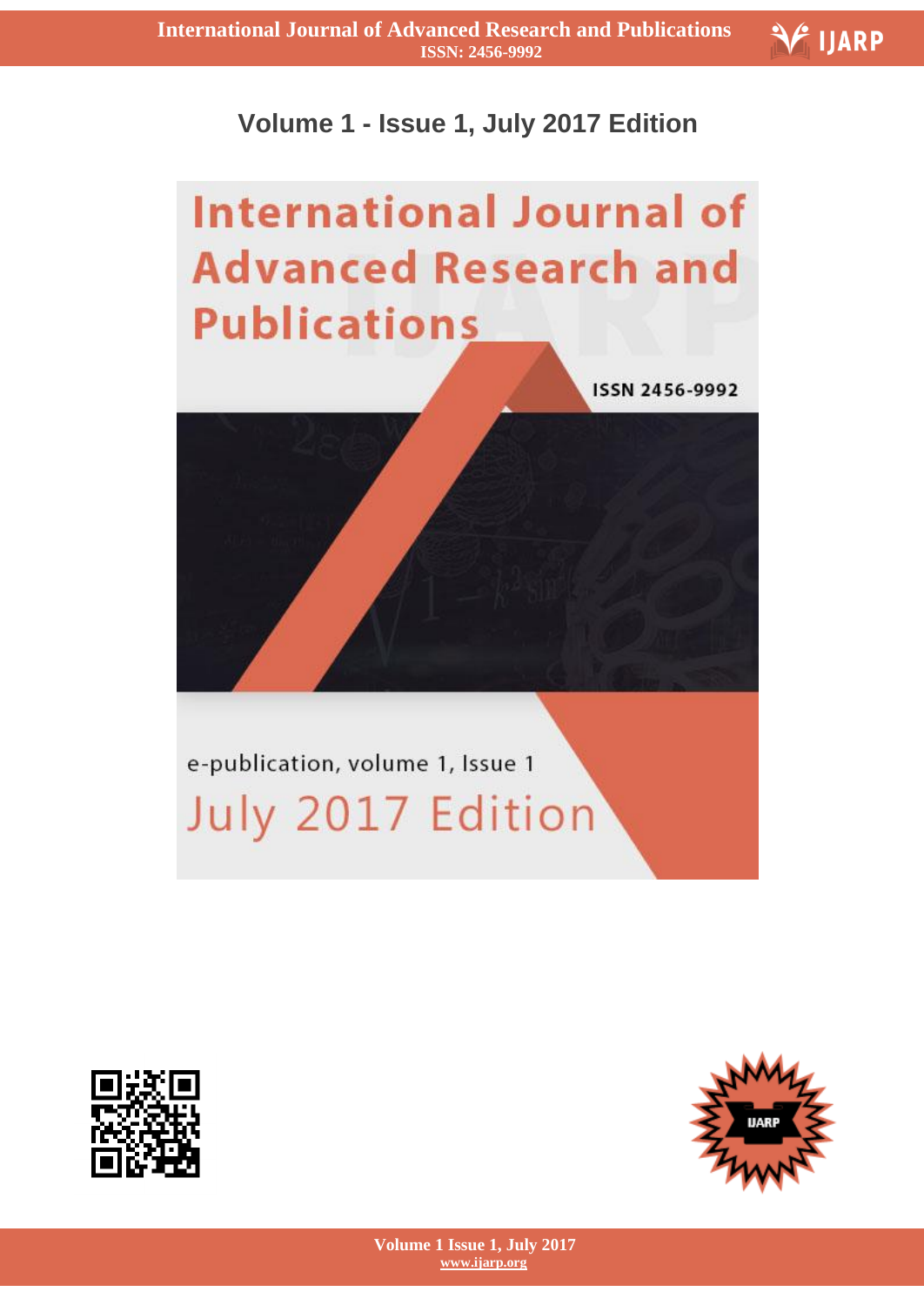# Volume 1 - Issue 1, July 2017 Edition

International Journal of Advanced Research and Publications

ISSN 2456-9992

e-publication, volume 1, Issue 1

July 2017 Edition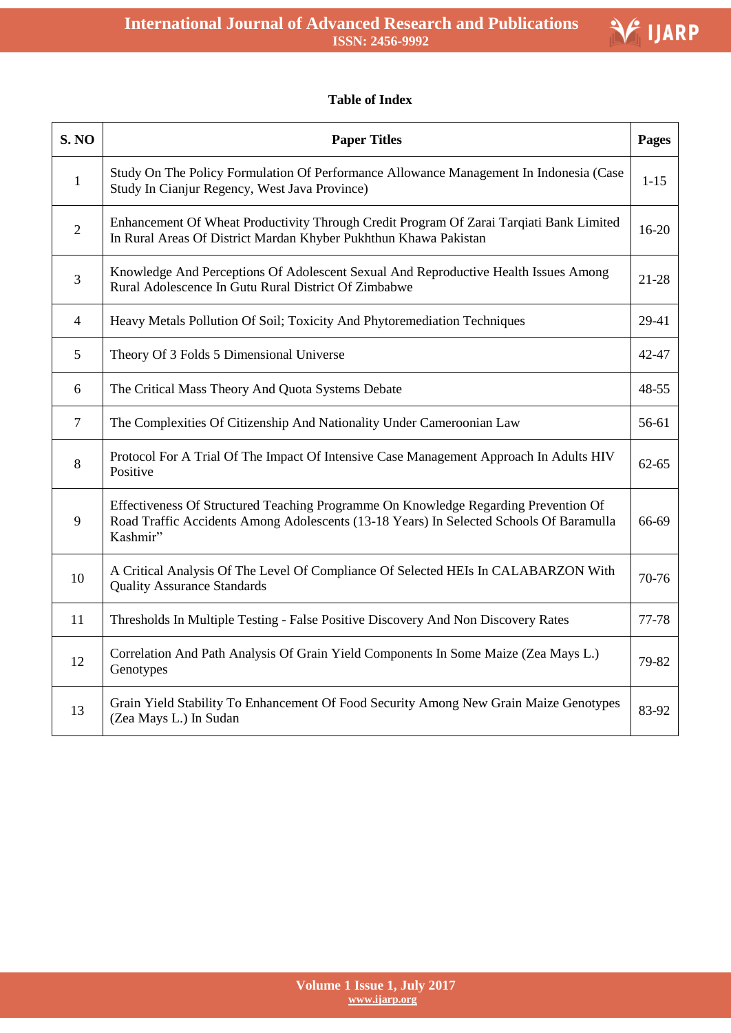## Table of Index

| S. NO | Paper Titles | Pages |
|---|---|---|
| 1 | Study On The Policy Formulation Of Performance Allowance Management In Indonesia (Case Study In Cianjur Regency, West Java Province) | 1-15 |
| 2 | Enhancement Of Wheat Productivity Through Credit Program Of Zarai Tarqiati Bank Limited In Rural Areas Of District Mardan Khyber Pukhthun Khawa Pakistan | 16-20 |
| 3 | Knowledge And Perceptions Of Adolescent Sexual And Reproductive Health Issues Among Rural Adolescence In Gutu Rural District Of Zimbabwe | 21-28 |
| 4 | Heavy Metals Pollution Of Soil; Toxicity And Phytoremediation Techniques | 29-41 |
| 5 | Theory Of 3 Folds 5 Dimensional Universe | 42-47 |
| 6 | The Critical Mass Theory And Quota Systems Debate | 48-55 |
| 7 | The Complexities Of Citizenship And Nationality Under Cameroonian Law | 56-61 |
| 8 | Protocol For A Trial Of The Impact Of Intensive Case Management Approach In Adults HIV Positive | 62-65 |
| 9 | Effectiveness Of Structured Teaching Programme On Knowledge Regarding Prevention Of Road Traffic Accidents Among Adolescents (13-18 Years) In Selected Schools Of Baramulla Kashmir" | 66-69 |
| 10 | A Critical Analysis Of The Level Of Compliance Of Selected HEIs In CALABARZON With Quality Assurance Standards | 70-76 |
| 11 | Thresholds In Multiple Testing - False Positive Discovery And Non Discovery Rates | 77-78 |
| 12 | Correlation And Path Analysis Of Grain Yield Components In Some Maize (Zea Mays L.) Genotypes | 79-82 |
| 13 | Grain Yield Stability To Enhancement Of Food Security Among New Grain Maize Genotypes (Zea Mays L.) In Sudan | 83-92 |